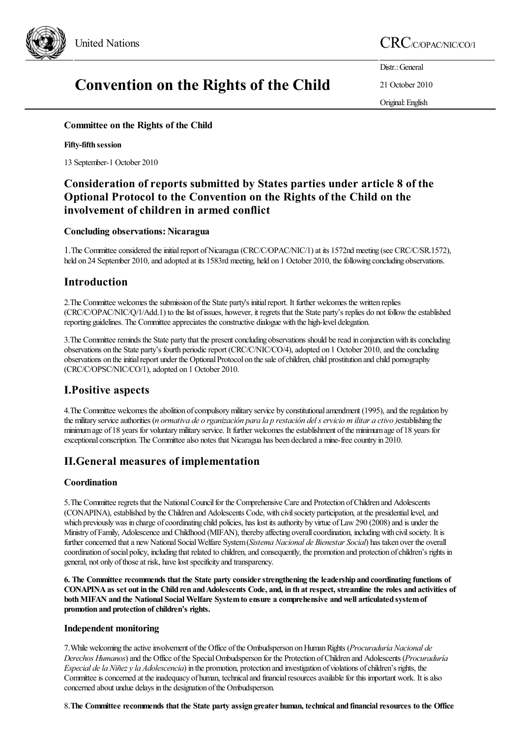United Nations

CRC/C/OPAC/NIC/CO/1

Distr.: General

21 October 2010

Original: English

# Convention on the Rights of the Child

**Committee on the Rights of the Child**

**Fifty-fifth session**

13 September-1 October 2010

## Consideration of reports submitted by States parties under article 8 of the Optional Protocol to the Convention on the Rights of the Child on the involvement of children in armed conflict

### Concluding observations: Nicaragua

1.The Committee considered the initial report of Nicaragua (CRC/C/OPAC/NIC/1) at its 1572nd meeting (see CRC/C/SR.1572), held on 24 September 2010, and adopted at its 1583rd meeting, held on 1 October 2010, the following concluding observations.

## Introduction

2.The Committee welcomes the submission of the State party's initial report. It further welcomes the written replies (CRC/C/OPAC/NIC/Q/1/Add.1) to the list of issues, however, it regrets that the State party's replies do not follow the established reporting guidelines. The Committee appreciates the constructive dialogue with the high-level delegation.

3.The Committee reminds the State party that the present concluding observations should be read in conjunction with its concluding observations on the State party's fourth periodic report (CRC/C/NIC/CO/4), adopted on 1 October 2010, and the concluding observations on the initial report under the Optional Protocol on the sale of children, child prostitution and child pornography (CRC/C/OPSC/NIC/CO/1), adopted on 1 October 2010.

## I.Positive aspects

4.The Committee welcomes the abolition of compulsory military service by constitutional amendment (1995), and the regulation by the military service authorities (*n ormativa de o rganización para la p restación del s ervicio m ilitar a ctivo )*establishing the minimum age of 18 years for voluntary military service. It further welcomes the establishment of the minimum age of 18 years for exceptional conscription. The Committee also notes that Nicaragua has been declared a mine-free country in 2010.

## II.General measures of implementation

### Coordination

5.The Committee regrets that the National Council for the Comprehensive Care and Protection of Children and Adolescents (CONAPINA), established by the Children and Adolescents Code, with civil society participation, at the presidential level, and which previously was in charge of coordinating child policies, has lost its authority by virtue of Law 290 (2008) and is under the Ministry of Family, Adolescence and Childhood (MIFAN), thereby affecting overall coordination, including with civil society. It is further concerned that a new National Social Welfare System (*Sistema Nacional de Bienestar Social*) has taken over the overall coordination of social policy, including that related to children, and consequently, the promotion and protection of children's rights in general, not only of those at risk, have lost specificity and transparency.

**6. The Committee recommends that the State party consider strengthening the leadership and coordinating functions of CONAPINA as set out in the Child ren and Adolescents Code, and, in th at respect, streamline the roles and activities of both MIFAN and the National Social Welfare System to ensure a comprehensive and well articulated system of promotion and protection of children's rights.**

### Independent monitoring

7.While welcoming the active involvement of the Office of the Ombudsperson on Human Rights (*Procuraduría Nacional de Derechos Humanos*) and the Office of the Special Ombudsperson for the Protection of Children and Adolescents (*Procuraduría Especial de la Niñez y la Adolescencia*) in the promotion, protection and investigation of violations of children's rights, the Committee is concerned at the inadequacy of human, technical and financial resources available for this important work. It is also concerned about undue delays in the designation of the Ombudsperson.

8.**The Committee recommends that the State party assign greater human, technical and financial resources to the Office**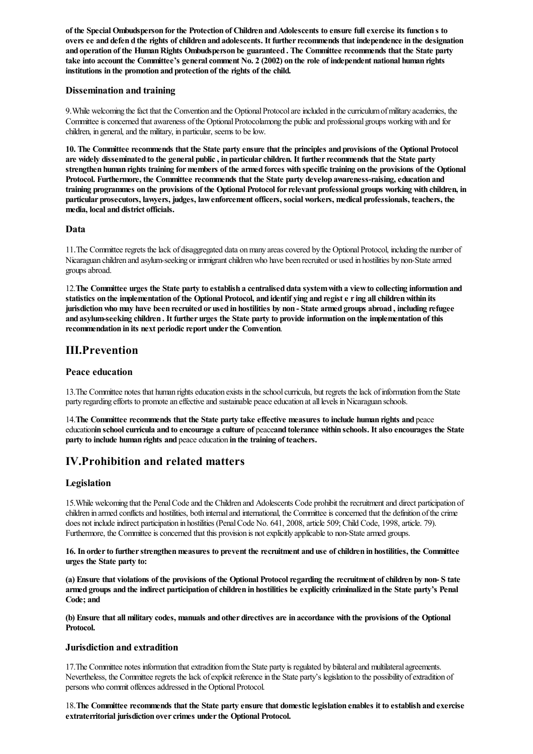**of the Special Ombudsperson for the Protection of Children and Adolescents to ensure full exercise its function s to overs ee and defen d the rights of children and adolescents. It further recommends that independence in the designation and operation of the Human Rights Ombudsperson be guaranteed . The Committee recommends that the State party take into account the Committee's general comment No. 2 (2002) on the role of independent national human rights institutions in the promotion and protection of the rights of the child.**

### Dissemination and training

9.While welcoming the fact that the Convention and the Optional Protocol are included in the curriculum of military academies, the Committee is concerned that awareness of the Optional Protocolamong the public and professional groups working with and for children, in general, and the military, in particular, seems to be low.

**10. The Committee recommends that the State party ensure that the principles and provisions of the Optional Protocol are widely disseminated to the general public , in particular children. It further recommends that the State party strengthen human rights training for members of the armed forces with specific training on the provisions of the Optional Protocol. Furthermore, the Committee recommends that the State party develop awareness-raising, education and training programmes on the provisions of the Optional Protocol for relevant professional groups working with children, in particular prosecutors, lawyers, judges, law enforcement officers, social workers, medical professionals, teachers, the media, local and district officials.**

### Data

11.The Committee regrets the lack of disaggregated data on many areas covered by the Optional Protocol, including the number of Nicaraguan children and asylum-seeking or immigrant children who have been recruited or used in hostilities by non-State armed groups abroad.

12.**The Committee urges the State party to establish a centralised data system with a view to collecting information and statistics on the implementation of the Optional Protocol, and identif ying and regist e r ing all children within its jurisdiction who may have been recruited or used in hostilities by non - State armed groups abroad , including refugee and asylum-seeking children . It further urges the State party to provide information on the implementation of this recommendation in its next periodic report under the Convention**.

## III.Prevention

### Peace education

13.The Committee notes that human rights education exists in the school curricula, but regrets the lack of information from the State party regarding efforts to promote an effective and sustainable peace education at all levels in Nicaraguan schools.

14.**The Committee recommends that the State party take effective measures to include human rights and** peace education**in school curricula and to encourage a culture of** peace**and tolerance within schools. It also encourages the State party to include human rights and** peace education **in the training of teachers.**

## IV.Prohibition and related matters

### Legislation

15.While welcoming that the Penal Code and the Children and Adolescents Code prohibit the recruitment and direct participation of children in armed conflicts and hostilities, both internal and international, the Committee is concerned that the definition of the crime does not include indirect participation in hostilities (Penal Code No. 641, 2008, article 509; Child Code, 1998, article. 79). Furthermore, the Committee is concerned that this provision is not explicitly applicable to non-State armed groups.

**16. In order to further strengthen measures to prevent the recruitment and use of children in hostilities, the Committee urges the State party to:**

**(a) Ensure that violations of the provisions of the Optional Protocol regarding the recruitment of children by non- S tate armed groups and the indirect participation of children in hostilities be explicitly criminalized in the State party's Penal Code; and**

**(b) Ensure that all military codes, manuals and other directives are in accordance with the provisions of the Optional Protocol.**

### Jurisdiction and extradition

17.The Committee notes information that extradition from the State party is regulated by bilateral and multilateral agreements. Nevertheless, the Committee regrets the lack of explicit reference in the State party's legislation to the possibility of extradition of persons who commit offences addressed in the Optional Protocol.

18.**The Committee recommends that the State party ensure that domestic legislation enables it to establish and exercise extraterritorial jurisdiction over crimes under the Optional Protocol.**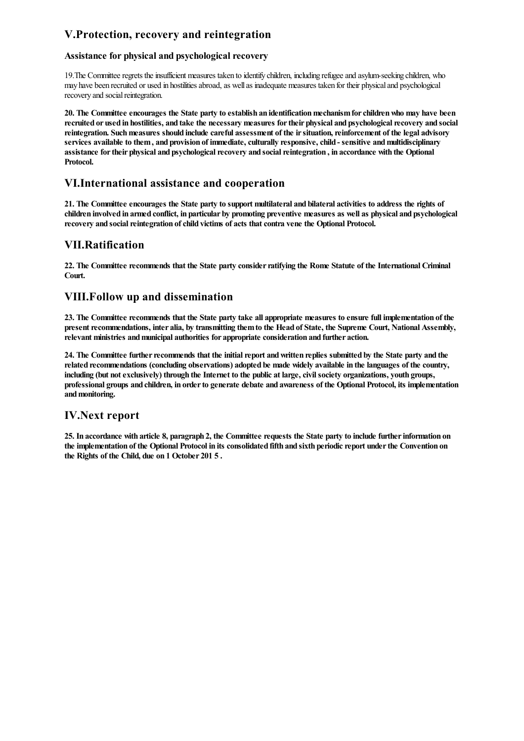## V.Protection, recovery and reintegration

### Assistance for physical and psychological recovery

19.The Committee regrets the insufficient measures taken to identify children, including refugee and asylum-seeking children, who may have been recruited or used in hostilities abroad, as well as inadequate measures taken for their physical and psychological recovery and social reintegration.

**20. The Committee encourages the State party to establish an identification mechanism for children who may have been recruited or used in hostilities, and take the necessary measures for their physical and psychological recovery and social reintegration. Such measures should include careful assessment of the ir situation, reinforcement of the legal advisory services available to them , and provision of immediate, culturally responsive, child - sensitive and multidisciplinary assistance for their physical and psychological recovery and social reintegration , in accordance with the Optional Protocol.**

## VI.International assistance and cooperation

**21. The Committee encourages the State party to support multilateral and bilateral activities to address the rights of children involved in armed conflict, in particular by promoting preventive measures as well as physical and psychological recovery and social reintegration of child victims of acts that contra vene the Optional Protocol.**

## VII.Ratification

**22. The Committee recommends that the State party consider ratifying the Rome Statute of the International Criminal Court.**

## VIII.Follow up and dissemination

**23. The Committee recommends that the State party take all appropriate measures to ensure full implementation of the present recommendations, inter alia, by transmitting them to the Head of State, the Supreme Court, National Assembly, relevant ministries and municipal authorities for appropriate consideration and further action.**

**24. The Committee further recommends that the initial report and written replies submitted by the State party and the related recommendations (concluding observations) adopted be made widely available in the languages of the country, including (but not exclusively) through the Internet to the public at large, civil society organizations, youth groups, professional groups and children, in order to generate debate and awareness of the Optional Protocol, its implementation and monitoring.**

## IV.Next report

**25. In accordance with article 8, paragraph 2, the Committee requests the State party to include further information on the implementation of the Optional Protocol in its consolidated fifth and sixth periodic report under the Convention on the Rights of the Child, due on 1 October 201 5 .**